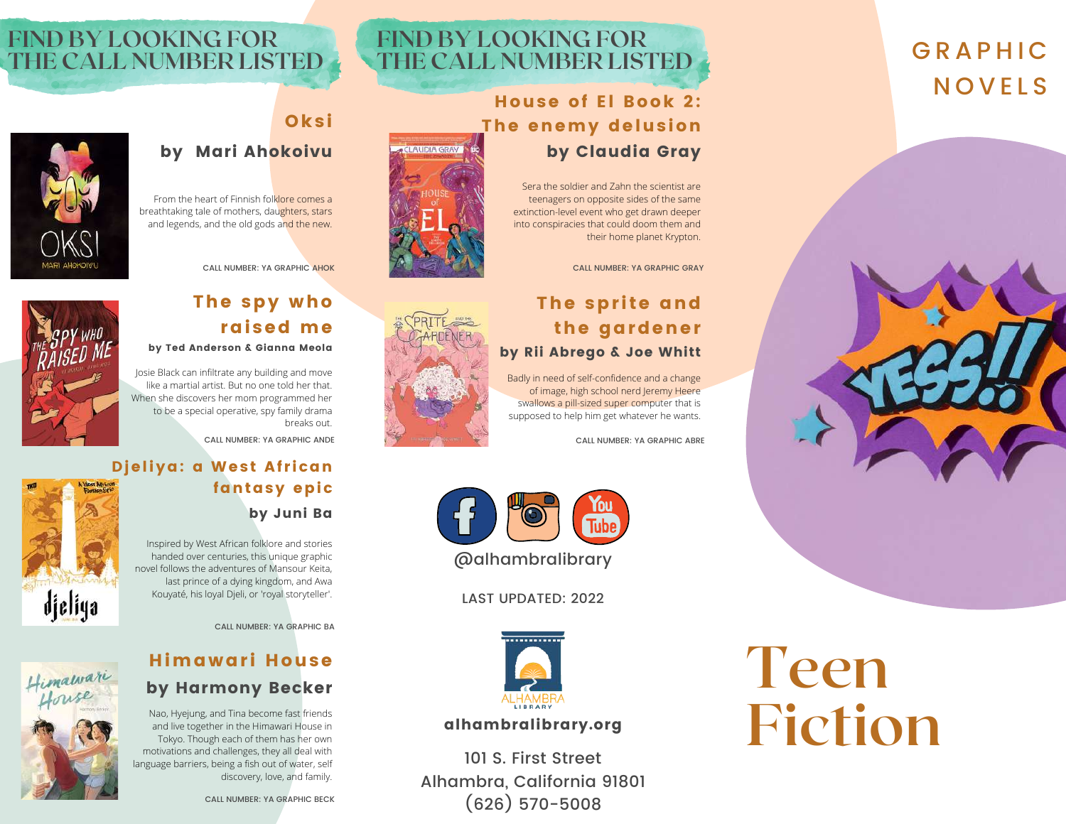## FIND BY LOOKING FOR THE CALL NUMBER LISTED

### Oksi

**by Mari Ahokoivu**

From the heart of Finnish folklore comes a breathtaking tale of mothers, daughters, stars and legends, and the old gods and the new.

CALL NUMBER: YA GRAPHIC AHOK

### The spy who raised me

**by Ted Anderson & Gianna Meola**

Josie Black can infiltrate any building and move like a martial artist. But no one told her that. When she discovers her mom programmed her to be a special operative, spy family drama breaks out.

CALL NUMBER: YA GRAPHIC ANDE

### Djeliya: a West African fantasy epic

**by Juni Ba**

Inspired by West African folklore and stories handed over centuries, this unique graphic novel follows the adventures of Mansour Keita, last prince of a dying kingdom, and Awa Kouyaté, his loyal Djeli, or 'royal storyteller'.

CALL NUMBER: YA GRAPHIC BA

### Himawari House

**by Harmony Becker**

Nao, Hyejung, and Tina become fast friends and live together in the Himawari House in Tokyo. Though each of them has her own motivations and challenges, they all deal with language barriers, being a fish out of water, self discovery, love, and family.

CALL NUMBER: YA GRAPHIC BECK

## FIND BY LOOKING FOR THE CALL NUMBER LISTED

### House of El Book 2: The enemy delusion

**by Claudia Gray**

Sera the soldier and Zahn the scientist are teenagers on opposite sides of the same extinction-level event who get drawn deeper into conspiracies that could doom them and their home planet Krypton.

CALL NUMBER: YA GRAPHIC GRAY

### The sprite and the gardener

**by Rii Abrego & Joe Whitt**

Badly in need of self-confidence and a change of image, high school nerd Jeremy Heere swallows a pill-sized super computer that is supposed to help him get whatever he wants.

CALL NUMBER: YA GRAPHIC ABRE

@alhambralibrary

LAST UPDATED: 2022

ALHAMBRA LIBRARY

**alhambralibrary.org**

101 S. First Street
Alhambra, California 91801
(626) 570-5008

# GRAPHIC NOVELS

# Teen Fiction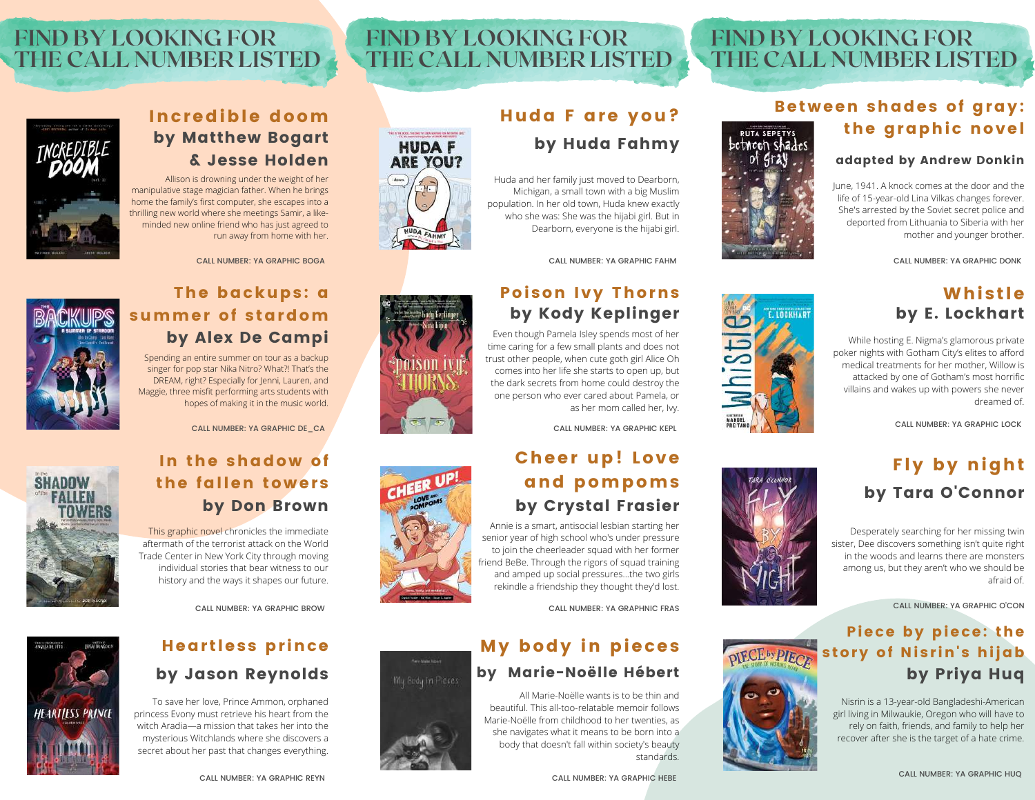## FIND BY LOOKING FOR THE CALL NUMBER LISTED

### Incredible doom
**by Matthew Bogart & Jesse Holden**

Allison is drowning under the weight of her manipulative stage magician father. When he brings home the family's first computer, she escapes into a thrilling new world where she meets Samir, a like-minded new online friend who has just agreed to run away from home with her.

CALL NUMBER: YA GRAPHIC BOGA

### The backups: a summer of stardom
**by Alex De Campi**

Spending an entire summer on tour as a backup singer for pop star Nika Nitro? What?! That's the DREAM, right? Especially for Jenni, Lauren, and Maggie, three misfit performing arts students with hopes of making it in the music world.

CALL NUMBER: YA GRAPHIC DE_CA

### In the shadow of the fallen towers
**by Don Brown**

This graphic novel chronicles the immediate aftermath of the terrorist attack on the World Trade Center in New York City through moving individual stories that bear witness to our history and the ways it shapes our future.

CALL NUMBER: YA GRAPHIC BROW

### Heartless prince
**by Jason Reynolds**

To save her love, Prince Ammon, orphaned princess Evony must retrieve his heart from the witch Aradia—a mission that takes her into the mysterious Witchlands where she discovers a secret about her past that changes everything.

CALL NUMBER: YA GRAPHIC REYN

## FIND BY LOOKING FOR THE CALL NUMBER LISTED

### Huda F are you?
**by Huda Fahmy**

Huda and her family just moved to Dearborn, Michigan, a small town with a big Muslim population. In her old town, Huda knew exactly who she was: She was the hijabi girl. But in Dearborn, everyone is the hijabi girl.

CALL NUMBER: YA GRAPHIC FAHM

### Poison Ivy Thorns
**by Kody Keplinger**

Even though Pamela Isley spends most of her time caring for a few small plants and does not trust other people, when cute goth girl Alice Oh comes into her life she starts to open up, but the dark secrets from home could destroy the one person who ever cared about Pamela, or as her mom called her, Ivy.

CALL NUMBER: YA GRAPHIC KEPL

### Cheer up! Love and pompoms
**by Crystal Frasier**

Annie is a smart, antisocial lesbian starting her senior year of high school who's under pressure to join the cheerleader squad with her former friend BeBe. Through the rigors of squad training and amped up social pressures...the two girls rekindle a friendship they thought they'd lost.

CALL NUMBER: YA GRAPHNIC FRAS

### My body in pieces
**by Marie-Noëlle Hébert**

All Marie-Noëlle wants is to be thin and beautiful. This all-too-relatable memoir follows Marie-Noëlle from childhood to her twenties, as she navigates what it means to be born into a body that doesn't fall within society's beauty standards.

CALL NUMBER: YA GRAPHIC HEBE

## FIND BY LOOKING FOR THE CALL NUMBER LISTED

### Between shades of gray: the graphic novel
**adapted by Andrew Donkin**

June, 1941. A knock comes at the door and the life of 15-year-old Lina Vilkas changes forever. She's arrested by the Soviet secret police and deported from Lithuania to Siberia with her mother and younger brother.

CALL NUMBER: YA GRAPHIC DONK

### Whistle
**by E. Lockhart**

While hosting E. Nigma's glamorous private poker nights with Gotham City's elites to afford medical treatments for her mother, Willow is attacked by one of Gotham's most horrific villains and wakes up with powers she never dreamed of.

CALL NUMBER: YA GRAPHIC LOCK

### Fly by night
**by Tara O'Connor**

Desperately searching for her missing twin sister, Dee discovers something isn't quite right in the woods and learns there are monsters among us, but they aren't who we should be afraid of.

CALL NUMBER: YA GRAPHIC O'CON

### Piece by piece: the story of Nisrin's hijab
**by Priya Huq**

Nisrin is a 13-year-old Bangladeshi-American girl living in Milwaukie, Oregon who will have to rely on faith, friends, and family to help her recover after she is the target of a hate crime.

CALL NUMBER: YA GRAPHIC HUQ